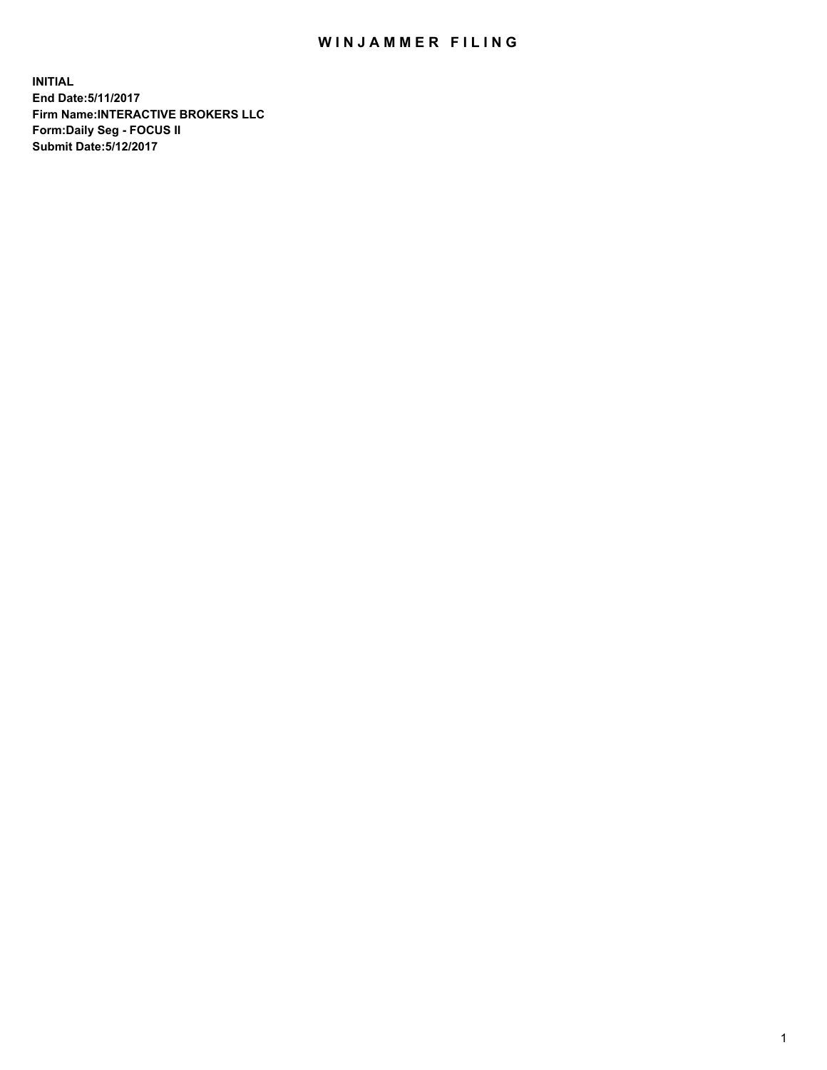# WINJAMMER FILING

**INITIAL**
**End Date:5/11/2017**
**Firm Name:INTERACTIVE BROKERS LLC**
**Form:Daily Seg - FOCUS II**
**Submit Date:5/12/2017**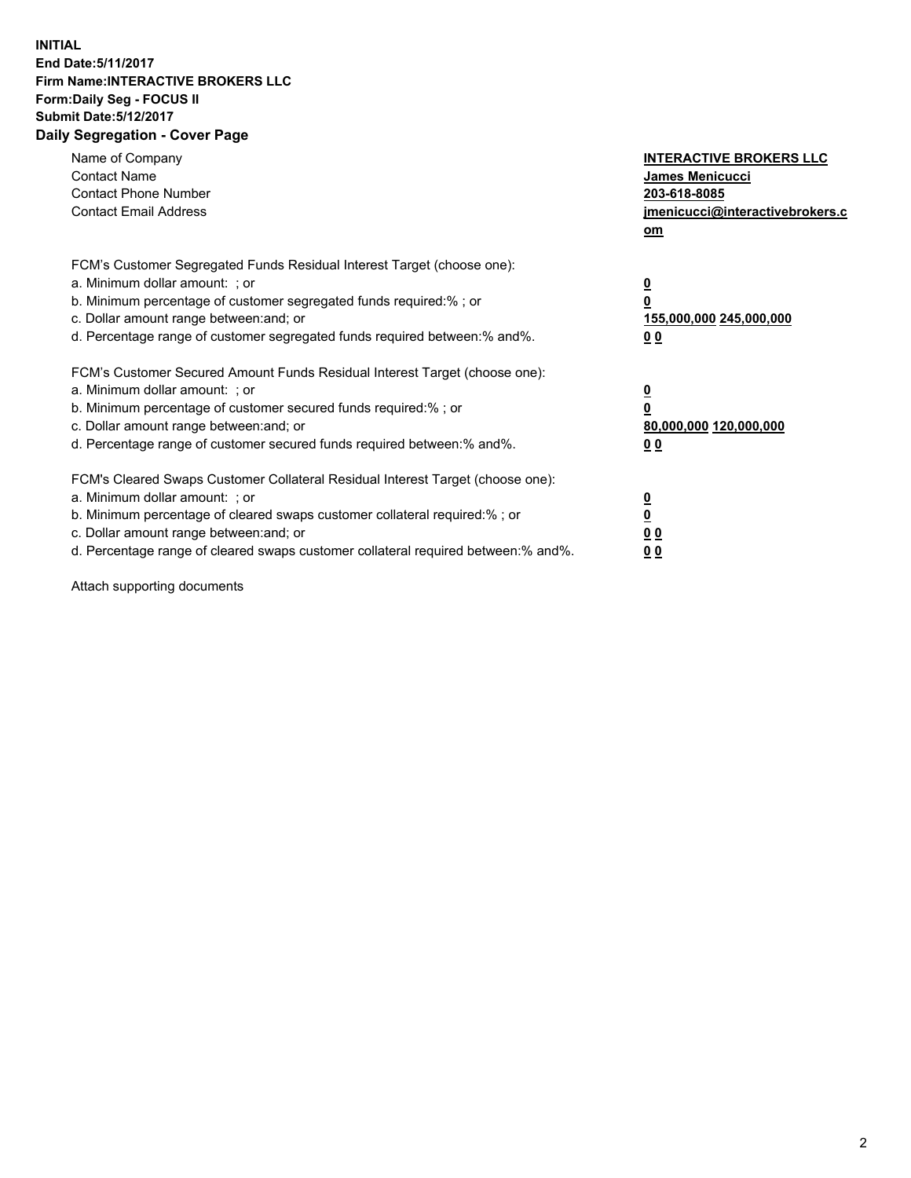**INITIAL**
**End Date:5/11/2017**
**Firm Name:INTERACTIVE BROKERS LLC**
**Form:Daily Seg - FOCUS II**
**Submit Date:5/12/2017**

## Daily Segregation - Cover Page

| | |
|---|---|
| Name of Company | **INTERACTIVE BROKERS LLC** |
| Contact Name | **James Menicucci** |
| Contact Phone Number | **203-618-8085** |
| Contact Email Address | **jmenicucci@interactivebrokers.com** |

| | |
|---|---|
| FCM's Customer Segregated Funds Residual Interest Target (choose one): | |
| a. Minimum dollar amount: ; or | **0** |
| b. Minimum percentage of customer segregated funds required:% ; or | **0** |
| c. Dollar amount range between:and; or | **155,000,000 245,000,000** |
| d. Percentage range of customer segregated funds required between:% and%. | **0 0** |
| FCM's Customer Secured Amount Funds Residual Interest Target (choose one): | |
| a. Minimum dollar amount: ; or | **0** |
| b. Minimum percentage of customer secured funds required:% ; or | **0** |
| c. Dollar amount range between:and; or | **80,000,000 120,000,000** |
| d. Percentage range of customer secured funds required between:% and%. | **0 0** |
| FCM's Cleared Swaps Customer Collateral Residual Interest Target (choose one): | |
| a. Minimum dollar amount: ; or | **0** |
| b. Minimum percentage of cleared swaps customer collateral required:% ; or | **0** |
| c. Dollar amount range between:and; or | **0 0** |
| d. Percentage range of cleared swaps customer collateral required between:% and%. | **0 0** |

Attach supporting documents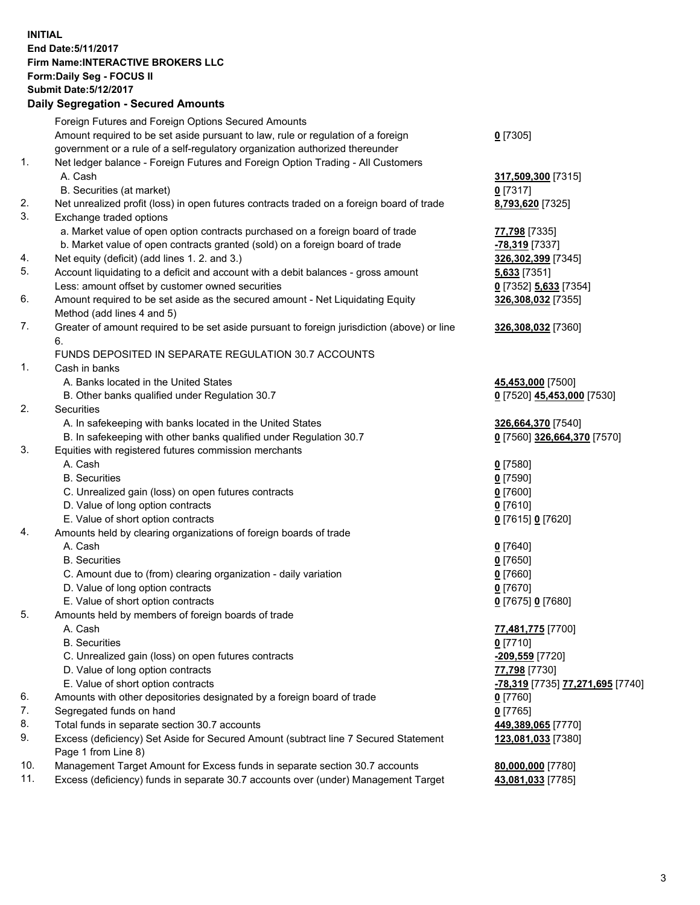**INITIAL**
**End Date:5/11/2017**
**Firm Name:INTERACTIVE BROKERS LLC**
**Form:Daily Seg - FOCUS II**
**Submit Date:5/12/2017**

**Daily Segregation - Secured Amounts**

| | | |
|---|---|---|
| | Foreign Futures and Foreign Options Secured Amounts | |
| | Amount required to be set aside pursuant to law, rule or regulation of a foreign government or a rule of a self-regulatory organization authorized thereunder | 0 [7305] |
| 1. | Net ledger balance - Foreign Futures and Foreign Option Trading - All Customers | |
| | A. Cash | 317,509,300 [7315] |
| | B. Securities (at market) | 0 [7317] |
| 2. | Net unrealized profit (loss) in open futures contracts traded on a foreign board of trade | 8,793,620 [7325] |
| 3. | Exchange traded options | |
| | a. Market value of open option contracts purchased on a foreign board of trade | 77,798 [7335] |
| | b. Market value of open contracts granted (sold) on a foreign board of trade | -78,319 [7337] |
| 4. | Net equity (deficit) (add lines 1. 2. and 3.) | 326,302,399 [7345] |
| 5. | Account liquidating to a deficit and account with a debit balances - gross amount | 5,633 [7351] |
| | Less: amount offset by customer owned securities | 0 [7352] 5,633 [7354] |
| 6. | Amount required to be set aside as the secured amount - Net Liquidating Equity Method (add lines 4 and 5) | 326,308,032 [7355] |
| 7. | Greater of amount required to be set aside pursuant to foreign jurisdiction (above) or line 6. | 326,308,032 [7360] |
| | FUNDS DEPOSITED IN SEPARATE REGULATION 30.7 ACCOUNTS | |
| 1. | Cash in banks | |
| | A. Banks located in the United States | 45,453,000 [7500] |
| | B. Other banks qualified under Regulation 30.7 | 0 [7520] 45,453,000 [7530] |
| 2. | Securities | |
| | A. In safekeeping with banks located in the United States | 326,664,370 [7540] |
| | B. In safekeeping with other banks qualified under Regulation 30.7 | 0 [7560] 326,664,370 [7570] |
| 3. | Equities with registered futures commission merchants | |
| | A. Cash | 0 [7580] |
| | B. Securities | 0 [7590] |
| | C. Unrealized gain (loss) on open futures contracts | 0 [7600] |
| | D. Value of long option contracts | 0 [7610] |
| | E. Value of short option contracts | 0 [7615] 0 [7620] |
| 4. | Amounts held by clearing organizations of foreign boards of trade | |
| | A. Cash | 0 [7640] |
| | B. Securities | 0 [7650] |
| | C. Amount due to (from) clearing organization - daily variation | 0 [7660] |
| | D. Value of long option contracts | 0 [7670] |
| | E. Value of short option contracts | 0 [7675] 0 [7680] |
| 5. | Amounts held by members of foreign boards of trade | |
| | A. Cash | 77,481,775 [7700] |
| | B. Securities | 0 [7710] |
| | C. Unrealized gain (loss) on open futures contracts | -209,559 [7720] |
| | D. Value of long option contracts | 77,798 [7730] |
| | E. Value of short option contracts | -78,319 [7735] 77,271,695 [7740] |
| 6. | Amounts with other depositories designated by a foreign board of trade | 0 [7760] |
| 7. | Segregated funds on hand | 0 [7765] |
| 8. | Total funds in separate section 30.7 accounts | 449,389,065 [7770] |
| 9. | Excess (deficiency) Set Aside for Secured Amount (subtract line 7 Secured Statement Page 1 from Line 8) | 123,081,033 [7380] |
| 10. | Management Target Amount for Excess funds in separate section 30.7 accounts | 80,000,000 [7780] |
| 11. | Excess (deficiency) funds in separate 30.7 accounts over (under) Management Target | 43,081,033 [7785] |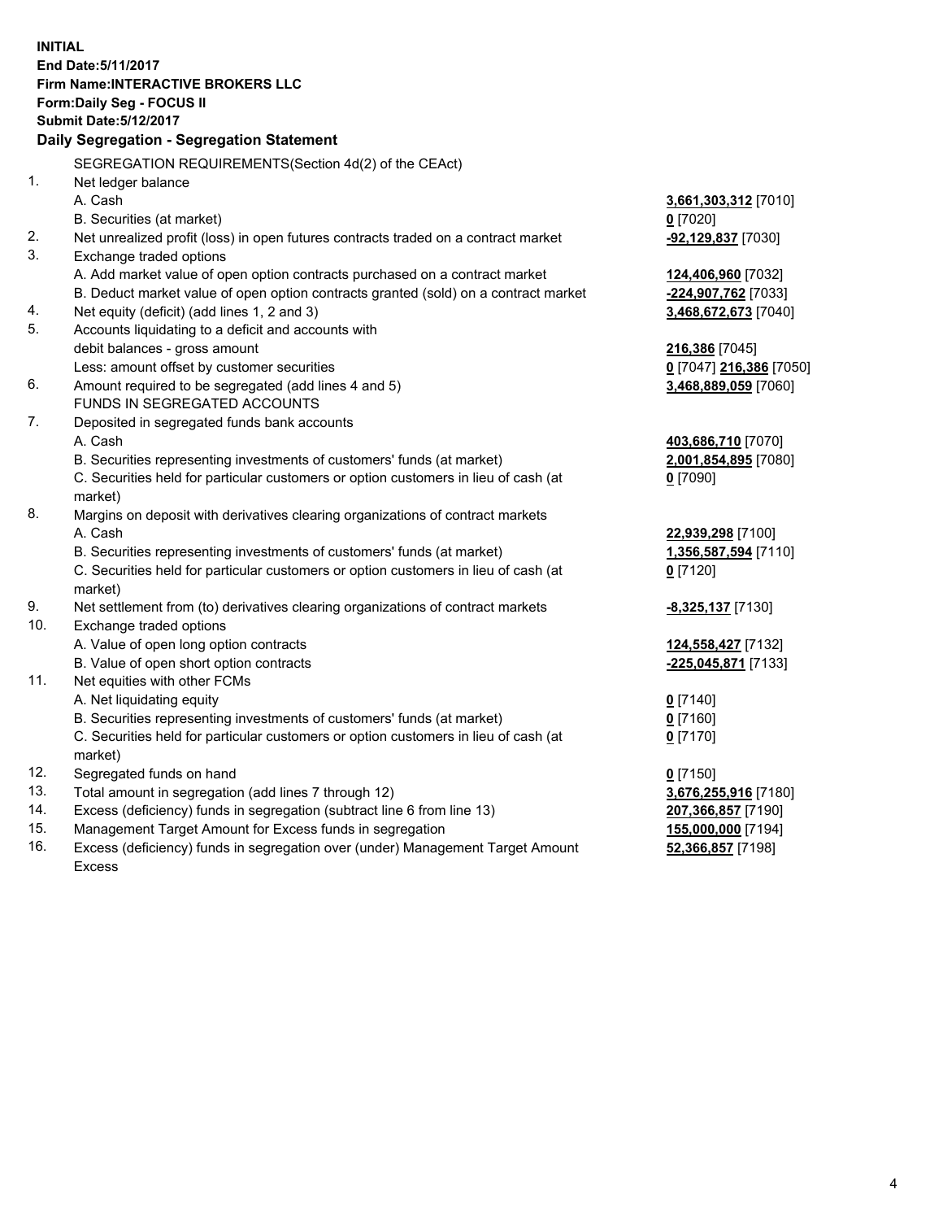**INITIAL**
**End Date:5/11/2017**
**Firm Name:INTERACTIVE BROKERS LLC**
**Form:Daily Seg - FOCUS II**
**Submit Date:5/12/2017**
**Daily Segregation - Segregation Statement**

SEGREGATION REQUIREMENTS(Section 4d(2) of the CEAct)

| | | |
|---|---|---|
| 1. | Net ledger balance | |
| | A. Cash | **3,661,303,312** [7010] |
| | B. Securities (at market) | **0** [7020] |
| 2. | Net unrealized profit (loss) in open futures contracts traded on a contract market | **-92,129,837** [7030] |
| 3. | Exchange traded options | |
| | A. Add market value of open option contracts purchased on a contract market | **124,406,960** [7032] |
| | B. Deduct market value of open option contracts granted (sold) on a contract market | **-224,907,762** [7033] |
| 4. | Net equity (deficit) (add lines 1, 2 and 3) | **3,468,672,673** [7040] |
| 5. | Accounts liquidating to a deficit and accounts with | |
| | debit balances - gross amount | **216,386** [7045] |
| | Less: amount offset by customer securities | **0** [7047] **216,386** [7050] |
| 6. | Amount required to be segregated (add lines 4 and 5) | **3,468,889,059** [7060] |
| | FUNDS IN SEGREGATED ACCOUNTS | |
| 7. | Deposited in segregated funds bank accounts | |
| | A. Cash | **403,686,710** [7070] |
| | B. Securities representing investments of customers' funds (at market) | **2,001,854,895** [7080] |
| | C. Securities held for particular customers or option customers in lieu of cash (at market) | **0** [7090] |
| 8. | Margins on deposit with derivatives clearing organizations of contract markets | |
| | A. Cash | **22,939,298** [7100] |
| | B. Securities representing investments of customers' funds (at market) | **1,356,587,594** [7110] |
| | C. Securities held for particular customers or option customers in lieu of cash (at market) | **0** [7120] |
| 9. | Net settlement from (to) derivatives clearing organizations of contract markets | **-8,325,137** [7130] |
| 10. | Exchange traded options | |
| | A. Value of open long option contracts | **124,558,427** [7132] |
| | B. Value of open short option contracts | **-225,045,871** [7133] |
| 11. | Net equities with other FCMs | |
| | A. Net liquidating equity | **0** [7140] |
| | B. Securities representing investments of customers' funds (at market) | **0** [7160] |
| | C. Securities held for particular customers or option customers in lieu of cash (at market) | **0** [7170] |
| 12. | Segregated funds on hand | **0** [7150] |
| 13. | Total amount in segregation (add lines 7 through 12) | **3,676,255,916** [7180] |
| 14. | Excess (deficiency) funds in segregation (subtract line 6 from line 13) | **207,366,857** [7190] |
| 15. | Management Target Amount for Excess funds in segregation | **155,000,000** [7194] |
| 16. | Excess (deficiency) funds in segregation over (under) Management Target Amount Excess | **52,366,857** [7198] |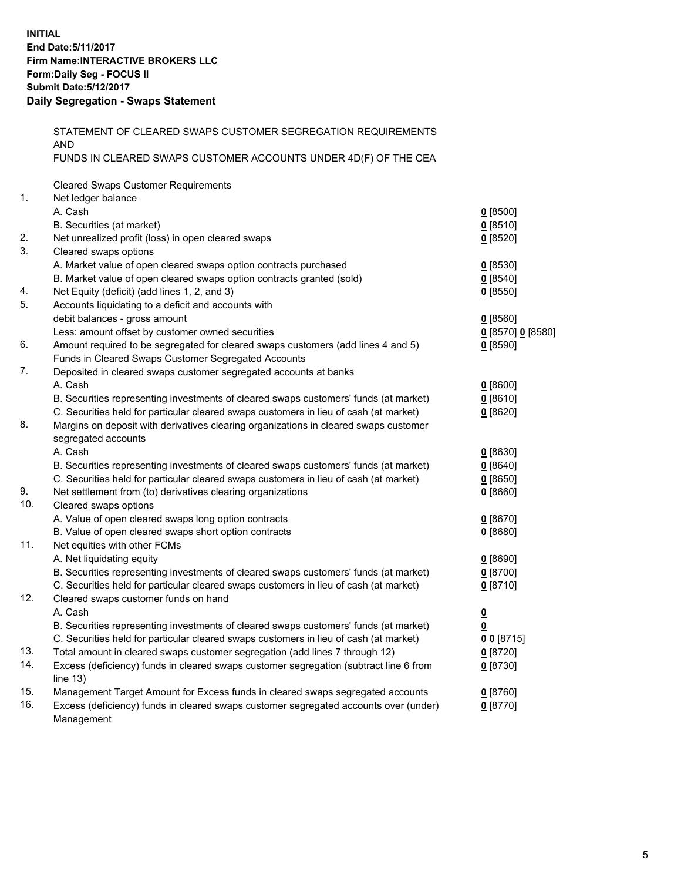**INITIAL**
**End Date:5/11/2017**
**Firm Name:INTERACTIVE BROKERS LLC**
**Form:Daily Seg - FOCUS II**
**Submit Date:5/12/2017**
**Daily Segregation - Swaps Statement**

STATEMENT OF CLEARED SWAPS CUSTOMER SEGREGATION REQUIREMENTS AND FUNDS IN CLEARED SWAPS CUSTOMER ACCOUNTS UNDER 4D(F) OF THE CEA

| | | |
|---|---|---|
| | Cleared Swaps Customer Requirements | |
| 1. | Net ledger balance | |
| | A. Cash | 0 [8500] |
| | B. Securities (at market) | 0 [8510] |
| 2. | Net unrealized profit (loss) in open cleared swaps | 0 [8520] |
| 3. | Cleared swaps options | |
| | A. Market value of open cleared swaps option contracts purchased | 0 [8530] |
| | B. Market value of open cleared swaps option contracts granted (sold) | 0 [8540] |
| 4. | Net Equity (deficit) (add lines 1, 2, and 3) | 0 [8550] |
| 5. | Accounts liquidating to a deficit and accounts with debit balances - gross amount | 0 [8560] |
| | Less: amount offset by customer owned securities | 0 [8570] 0 [8580] |
| 6. | Amount required to be segregated for cleared swaps customers (add lines 4 and 5) | 0 [8590] |
| | Funds in Cleared Swaps Customer Segregated Accounts | |
| 7. | Deposited in cleared swaps customer segregated accounts at banks | |
| | A. Cash | 0 [8600] |
| | B. Securities representing investments of cleared swaps customers' funds (at market) | 0 [8610] |
| | C. Securities held for particular cleared swaps customers in lieu of cash (at market) | 0 [8620] |
| 8. | Margins on deposit with derivatives clearing organizations in cleared swaps customer segregated accounts | |
| | A. Cash | 0 [8630] |
| | B. Securities representing investments of cleared swaps customers' funds (at market) | 0 [8640] |
| | C. Securities held for particular cleared swaps customers in lieu of cash (at market) | 0 [8650] |
| 9. | Net settlement from (to) derivatives clearing organizations | 0 [8660] |
| 10. | Cleared swaps options | |
| | A. Value of open cleared swaps long option contracts | 0 [8670] |
| | B. Value of open cleared swaps short option contracts | 0 [8680] |
| 11. | Net equities with other FCMs | |
| | A. Net liquidating equity | 0 [8690] |
| | B. Securities representing investments of cleared swaps customers' funds (at market) | 0 [8700] |
| | C. Securities held for particular cleared swaps customers in lieu of cash (at market) | 0 [8710] |
| 12. | Cleared swaps customer funds on hand | |
| | A. Cash | 0 |
| | B. Securities representing investments of cleared swaps customers' funds (at market) | 0 |
| | C. Securities held for particular cleared swaps customers in lieu of cash (at market) | 0 0 [8715] |
| 13. | Total amount in cleared swaps customer segregation (add lines 7 through 12) | 0 [8720] |
| 14. | Excess (deficiency) funds in cleared swaps customer segregation (subtract line 6 from line 13) | 0 [8730] |
| 15. | Management Target Amount for Excess funds in cleared swaps segregated accounts | 0 [8760] |
| 16. | Excess (deficiency) funds in cleared swaps customer segregated accounts over (under) Management | 0 [8770] |